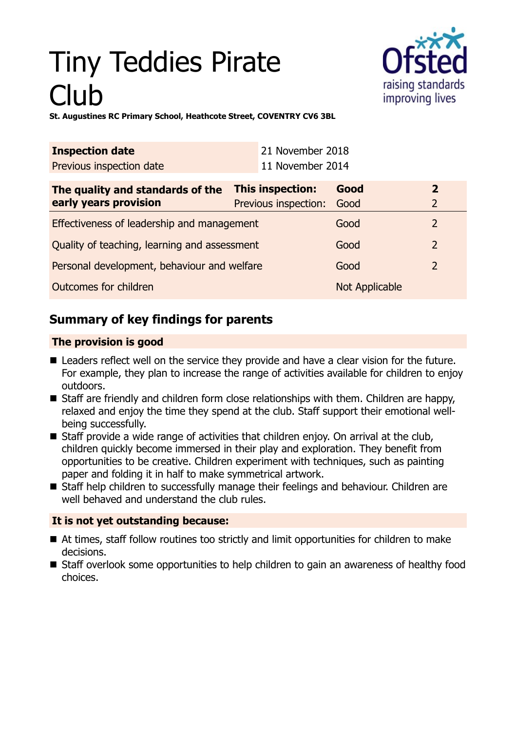# Tiny Teddies Pirate Club

**St. Augustines RC Primary School, Heathcote Street, COVENTRY CV6 3BL**

| **Inspection date** | 21 November 2018 |
|---|---|
| Previous inspection date | 11 November 2014 |

| **The quality and standards of the early years provision** | **This inspection:** | **Good** | **2** |
|---|---|---|---|
| | Previous inspection: | Good | 2 |
| Effectiveness of leadership and management | | Good | 2 |
| Quality of teaching, learning and assessment | | Good | 2 |
| Personal development, behaviour and welfare | | Good | 2 |
| Outcomes for children | | Not Applicable | |

## Summary of key findings for parents

### The provision is good

- Leaders reflect well on the service they provide and have a clear vision for the future. For example, they plan to increase the range of activities available for children to enjoy outdoors.
- Staff are friendly and children form close relationships with them. Children are happy, relaxed and enjoy the time they spend at the club. Staff support their emotional well-being successfully.
- Staff provide a wide range of activities that children enjoy. On arrival at the club, children quickly become immersed in their play and exploration. They benefit from opportunities to be creative. Children experiment with techniques, such as painting paper and folding it in half to make symmetrical artwork.
- Staff help children to successfully manage their feelings and behaviour. Children are well behaved and understand the club rules.

### It is not yet outstanding because:

- At times, staff follow routines too strictly and limit opportunities for children to make decisions.
- Staff overlook some opportunities to help children to gain an awareness of healthy food choices.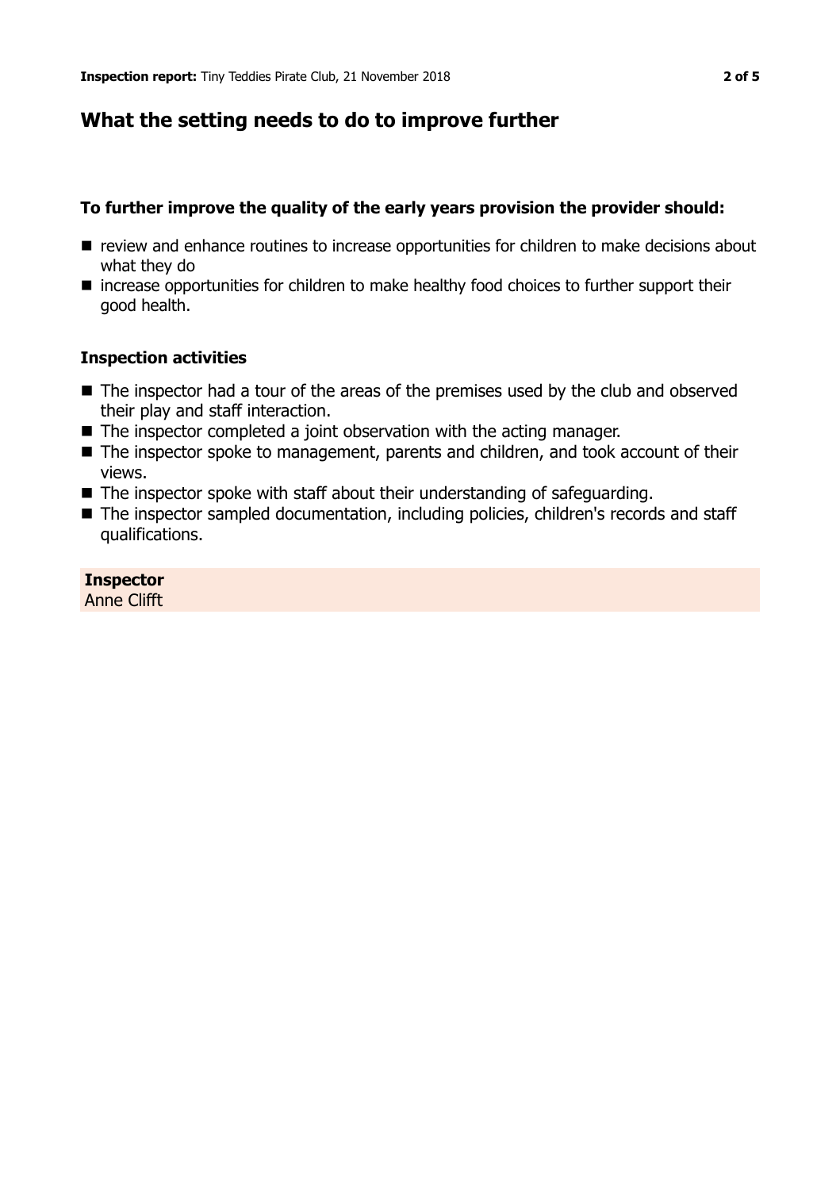## What the setting needs to do to improve further

**To further improve the quality of the early years provision the provider should:**

- review and enhance routines to increase opportunities for children to make decisions about what they do
- increase opportunities for children to make healthy food choices to further support their good health.

### Inspection activities

- The inspector had a tour of the areas of the premises used by the club and observed their play and staff interaction.
- The inspector completed a joint observation with the acting manager.
- The inspector spoke to management, parents and children, and took account of their views.
- The inspector spoke with staff about their understanding of safeguarding.
- The inspector sampled documentation, including policies, children's records and staff qualifications.

**Inspector**
Anne Clifft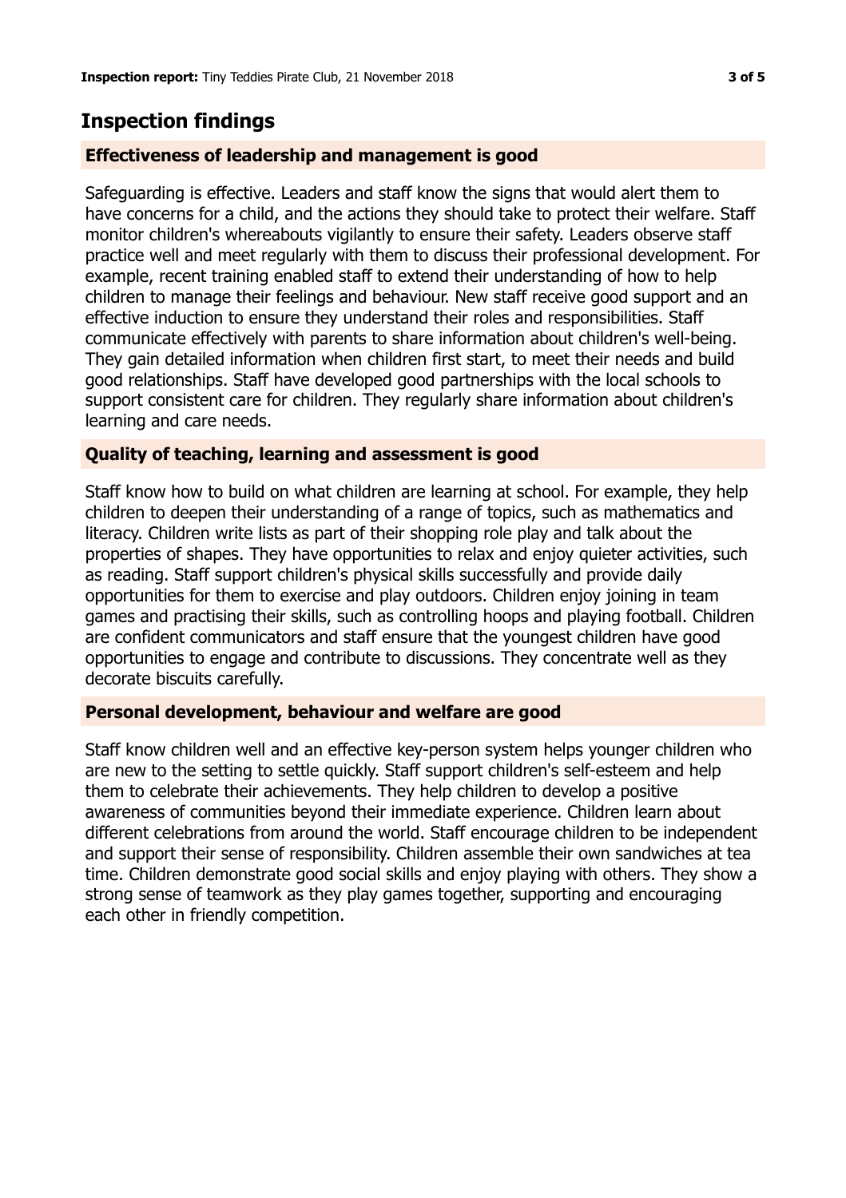## Inspection findings

### Effectiveness of leadership and management is good

Safeguarding is effective. Leaders and staff know the signs that would alert them to have concerns for a child, and the actions they should take to protect their welfare. Staff monitor children's whereabouts vigilantly to ensure their safety. Leaders observe staff practice well and meet regularly with them to discuss their professional development. For example, recent training enabled staff to extend their understanding of how to help children to manage their feelings and behaviour. New staff receive good support and an effective induction to ensure they understand their roles and responsibilities. Staff communicate effectively with parents to share information about children's well-being. They gain detailed information when children first start, to meet their needs and build good relationships. Staff have developed good partnerships with the local schools to support consistent care for children. They regularly share information about children's learning and care needs.

### Quality of teaching, learning and assessment is good

Staff know how to build on what children are learning at school. For example, they help children to deepen their understanding of a range of topics, such as mathematics and literacy. Children write lists as part of their shopping role play and talk about the properties of shapes. They have opportunities to relax and enjoy quieter activities, such as reading. Staff support children's physical skills successfully and provide daily opportunities for them to exercise and play outdoors. Children enjoy joining in team games and practising their skills, such as controlling hoops and playing football. Children are confident communicators and staff ensure that the youngest children have good opportunities to engage and contribute to discussions. They concentrate well as they decorate biscuits carefully.

### Personal development, behaviour and welfare are good

Staff know children well and an effective key-person system helps younger children who are new to the setting to settle quickly. Staff support children's self-esteem and help them to celebrate their achievements. They help children to develop a positive awareness of communities beyond their immediate experience. Children learn about different celebrations from around the world. Staff encourage children to be independent and support their sense of responsibility. Children assemble their own sandwiches at tea time. Children demonstrate good social skills and enjoy playing with others. They show a strong sense of teamwork as they play games together, supporting and encouraging each other in friendly competition.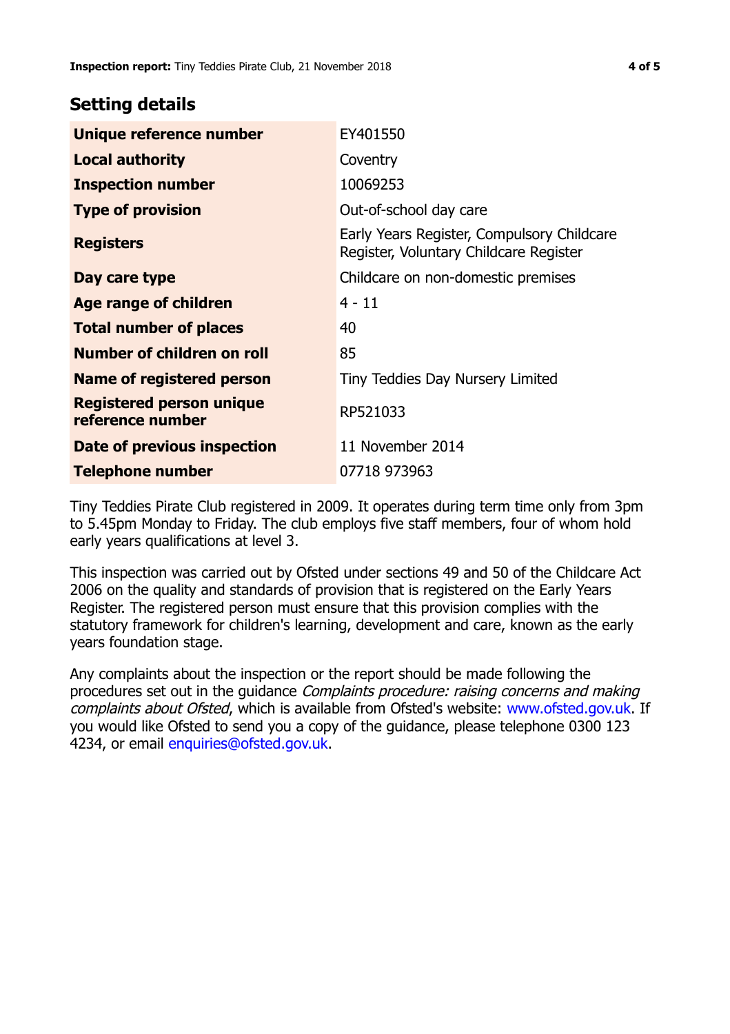## Setting details

| | |
|---|---|
| **Unique reference number** | EY401550 |
| **Local authority** | Coventry |
| **Inspection number** | 10069253 |
| **Type of provision** | Out-of-school day care |
| **Registers** | Early Years Register, Compulsory Childcare Register, Voluntary Childcare Register |
| **Day care type** | Childcare on non-domestic premises |
| **Age range of children** | 4 - 11 |
| **Total number of places** | 40 |
| **Number of children on roll** | 85 |
| **Name of registered person** | Tiny Teddies Day Nursery Limited |
| **Registered person unique reference number** | RP521033 |
| **Date of previous inspection** | 11 November 2014 |
| **Telephone number** | 07718 973963 |

Tiny Teddies Pirate Club registered in 2009. It operates during term time only from 3pm to 5.45pm Monday to Friday. The club employs five staff members, four of whom hold early years qualifications at level 3.

This inspection was carried out by Ofsted under sections 49 and 50 of the Childcare Act 2006 on the quality and standards of provision that is registered on the Early Years Register. The registered person must ensure that this provision complies with the statutory framework for children's learning, development and care, known as the early years foundation stage.

Any complaints about the inspection or the report should be made following the procedures set out in the guidance *Complaints procedure: raising concerns and making complaints about Ofsted*, which is available from Ofsted's website: www.ofsted.gov.uk. If you would like Ofsted to send you a copy of the guidance, please telephone 0300 123 4234, or email enquiries@ofsted.gov.uk.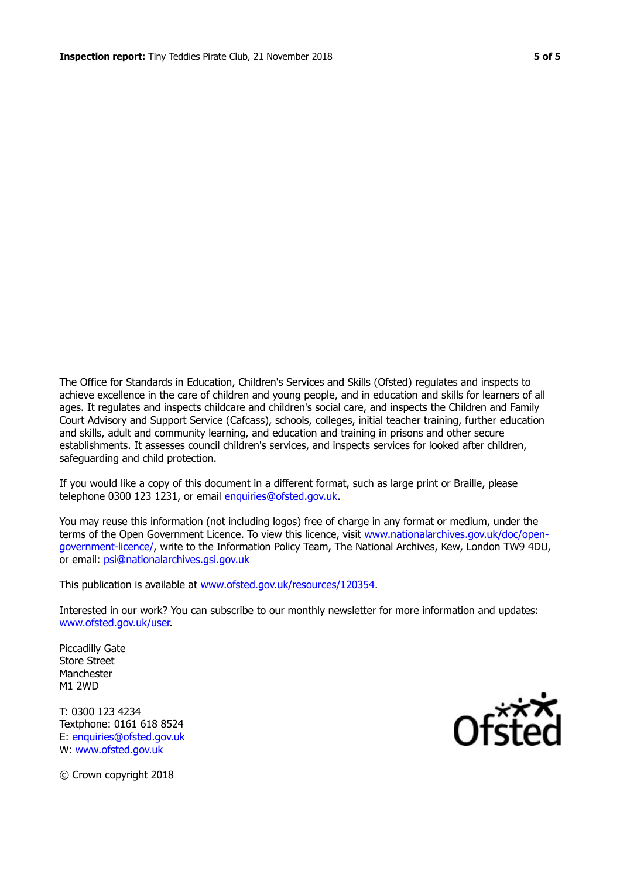The Office for Standards in Education, Children's Services and Skills (Ofsted) regulates and inspects to achieve excellence in the care of children and young people, and in education and skills for learners of all ages. It regulates and inspects childcare and children's social care, and inspects the Children and Family Court Advisory and Support Service (Cafcass), schools, colleges, initial teacher training, further education and skills, adult and community learning, and education and training in prisons and other secure establishments. It assesses council children's services, and inspects services for looked after children, safeguarding and child protection.

If you would like a copy of this document in a different format, such as large print or Braille, please telephone 0300 123 1231, or email enquiries@ofsted.gov.uk.

You may reuse this information (not including logos) free of charge in any format or medium, under the terms of the Open Government Licence. To view this licence, visit www.nationalarchives.gov.uk/doc/open-government-licence/, write to the Information Policy Team, The National Archives, Kew, London TW9 4DU, or email: psi@nationalarchives.gsi.gov.uk

This publication is available at www.ofsted.gov.uk/resources/120354.

Interested in our work? You can subscribe to our monthly newsletter for more information and updates: www.ofsted.gov.uk/user.

Piccadilly Gate
Store Street
Manchester
M1 2WD

T: 0300 123 4234
Textphone: 0161 618 8524
E: enquiries@ofsted.gov.uk
W: www.ofsted.gov.uk

© Crown copyright 2018